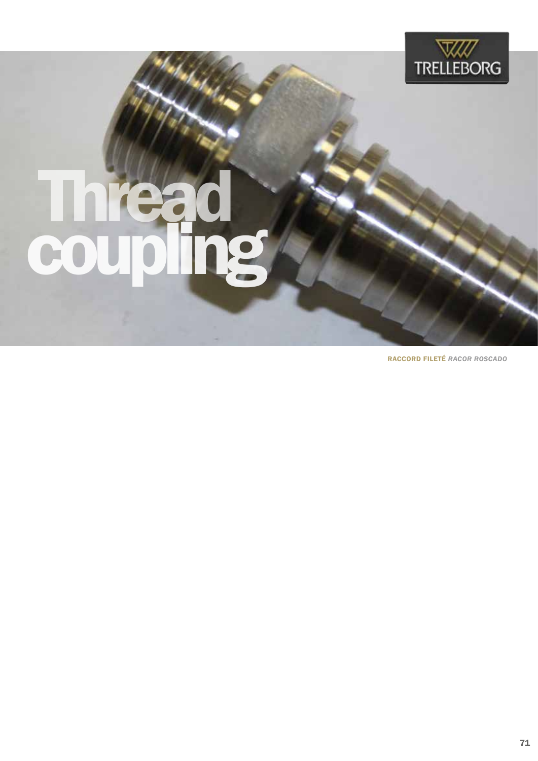# Thread coupling

**RACCORD FILETÉ** *RACOR ROSCADO*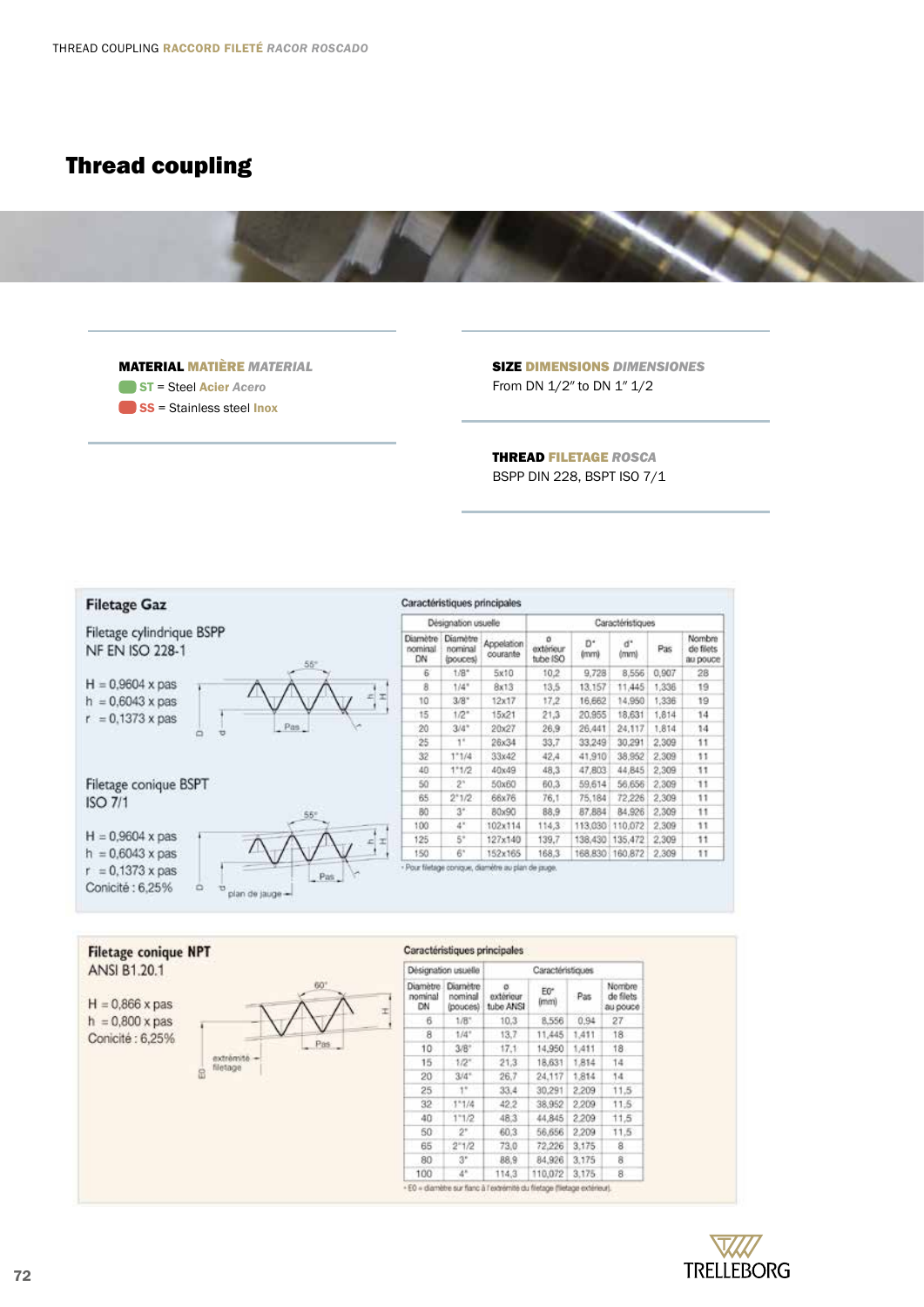# Thread coupling

**MATERIAL MATIÈRE *MATERIAL***

**ST** = Steel Acier *Acero*

**SS** = Stainless steel Inox

**SIZE DIMENSIONS *DIMENSIONES***

From DN 1/2″ to DN 1″ 1/2

**THREAD FILETAGE *ROSCA***

BSPP DIN 228, BSPT ISO 7/1

## Filetage Gaz

Filetage cylindrique BSPP
NF EN ISO 228-1

H = 0,9604 x pas
h = 0,6043 x pas
r = 0,1373 x pas

Filetage conique BSPT
ISO 7/1

H = 0,9604 x pas
h = 0,6043 x pas
r = 0,1373 x pas
Conicité : 6,25%

plan de jauge

Caractéristiques principales

| Désignation usuelle | | | Caractéristiques | | | | |
|---|---|---|---|---|---|---|---|
| Diamètre nominal DN | Diamètre nominal (pouces) | Appelation courante | ø extérieur tube ISO | D* (mm) | d* (mm) | Pas | Nombre de filets au pouce |
| 6 | 1/8" | 5x10 | 10,2 | 9,728 | 8,556 | 0,907 | 28 |
| 8 | 1/4" | 8x13 | 13,5 | 13,157 | 11,445 | 1,336 | 19 |
| 10 | 3/8" | 12x17 | 17,2 | 16,662 | 14,950 | 1,336 | 19 |
| 15 | 1/2" | 15x21 | 21,3 | 20,955 | 18,631 | 1,814 | 14 |
| 20 | 3/4" | 20x27 | 26,9 | 26,441 | 24,117 | 1,814 | 14 |
| 25 | 1" | 26x34 | 33,7 | 33,249 | 30,291 | 2,309 | 11 |
| 32 | 1"1/4 | 33x42 | 42,4 | 41,910 | 38,952 | 2,309 | 11 |
| 40 | 1"1/2 | 40x49 | 48,3 | 47,803 | 44,845 | 2,309 | 11 |
| 50 | 2" | 50x60 | 60,3 | 59,614 | 56,656 | 2,309 | 11 |
| 65 | 2"1/2 | 66x76 | 76,1 | 75,184 | 72,226 | 2,309 | 11 |
| 80 | 3" | 80x90 | 88,9 | 87,884 | 84,926 | 2,309 | 11 |
| 100 | 4" | 102x114 | 114,3 | 113,030 | 110,072 | 2,309 | 11 |
| 125 | 5" | 127x140 | 139,7 | 138,430 | 135,472 | 2,309 | 11 |
| 150 | 6" | 152x165 | 168,3 | 168,830 | 160,872 | 2,309 | 11 |

* Pour filetage conique, diamètre au plan de jauge.

## Filetage conique NPT

ANSI B1.20.1

H = 0,866 x pas
h = 0,800 x pas
Conicité : 6,25%

extrémité filetage

Caractéristiques principales

| Désignation usuelle | | Caractéristiques | | | |
|---|---|---|---|---|---|
| Diamètre nominal DN | Diamètre nominal (pouces) | ø extérieur tube ANSI | E0* (mm) | Pas | Nombre de filets au pouce |
| 6 | 1/8" | 10,3 | 8,556 | 0,94 | 27 |
| 8 | 1/4" | 13,7 | 11,445 | 1,411 | 18 |
| 10 | 3/8" | 17,1 | 14,950 | 1,411 | 18 |
| 15 | 1/2" | 21,3 | 18,631 | 1,814 | 14 |
| 20 | 3/4" | 26,7 | 24,117 | 1,814 | 14 |
| 25 | 1" | 33,4 | 30,291 | 2,209 | 11,5 |
| 32 | 1"1/4 | 42,2 | 38,952 | 2,209 | 11,5 |
| 40 | 1"1/2 | 48,3 | 44,845 | 2,209 | 11,5 |
| 50 | 2" | 60,3 | 56,656 | 2,209 | 11,5 |
| 65 | 2"1/2 | 73,0 | 72,226 | 3,175 | 8 |
| 80 | 3" | 88,9 | 84,926 | 3,175 | 8 |
| 100 | 4" | 114,3 | 110,072 | 3,175 | 8 |

* E0 = diamètre sur flanc à l'extrémité du filetage (filetage extérieur).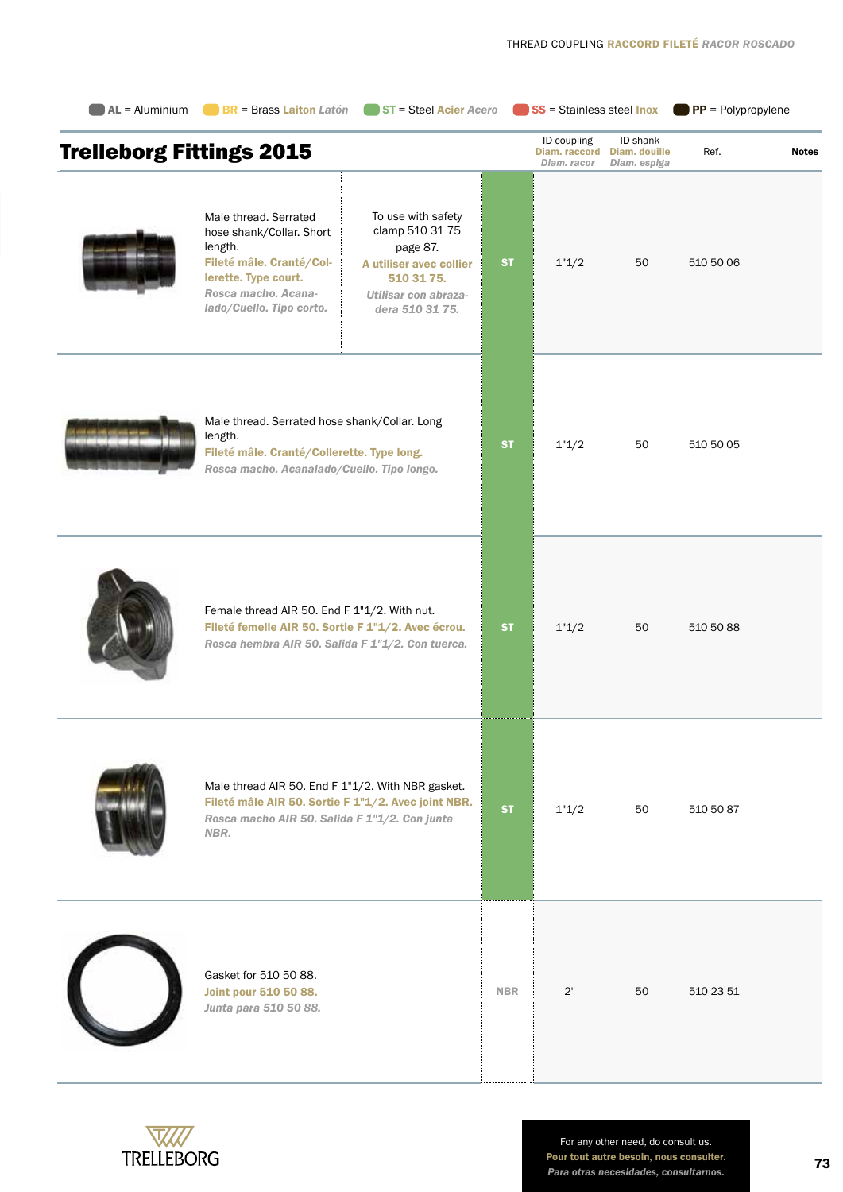**AL** = Aluminium **BR** = Brass *Laiton* *Latón* **ST** = Steel *Acier* *Acero* **SS** = Stainless steel *Inox* **PP** = Polypropylene

# Trelleborg Fittings 2015

| Description | | Material | ID coupling / *Diam. raccord* / *Diam. racor* | ID shank / *Diam. douille* / *Diam. espiga* | Ref. | Notes |
|---|---|---|---|---|---|---|
| Male thread. Serrated hose shank/Collar. Short length. **Fileté mâle. Cranté/Collerette. Type court.** *Rosca macho. Acanalado/Cuello. Tipo corto.* | To use with safety clamp 510 31 75 page 87. **A utiliser avec collier 510 31 75.** *Utilisar con abrazadera 510 31 75.* | ST | 1"1/2 | 50 | 510 50 06 | |
| Male thread. Serrated hose shank/Collar. Long length. **Fileté mâle. Cranté/Collerette. Type long.** *Rosca macho. Acanalado/Cuello. Tipo longo.* | | ST | 1"1/2 | 50 | 510 50 05 | |
| Female thread AIR 50. End F 1"1/2. With nut. **Fileté femelle AIR 50. Sortie F 1"1/2. Avec écrou.** *Rosca hembra AIR 50. Salida F 1"1/2. Con tuerca.* | | ST | 1"1/2 | 50 | 510 50 88 | |
| Male thread AIR 50. End F 1"1/2. With NBR gasket. **Fileté mâle AIR 50. Sortie F 1"1/2. Avec joint NBR.** *Rosca macho AIR 50. Salida F 1"1/2. Con junta NBR.* | | ST | 1"1/2 | 50 | 510 50 87 | |
| Gasket for 510 50 88. **Joint pour 510 50 88.** *Junta para 510 50 88.* | | NBR | 2" | 50 | 510 23 51 | |

For any other need, do consult us.
**Pour tout autre besoin, nous consulter.**
*Para otras necesidades, consultarnos.*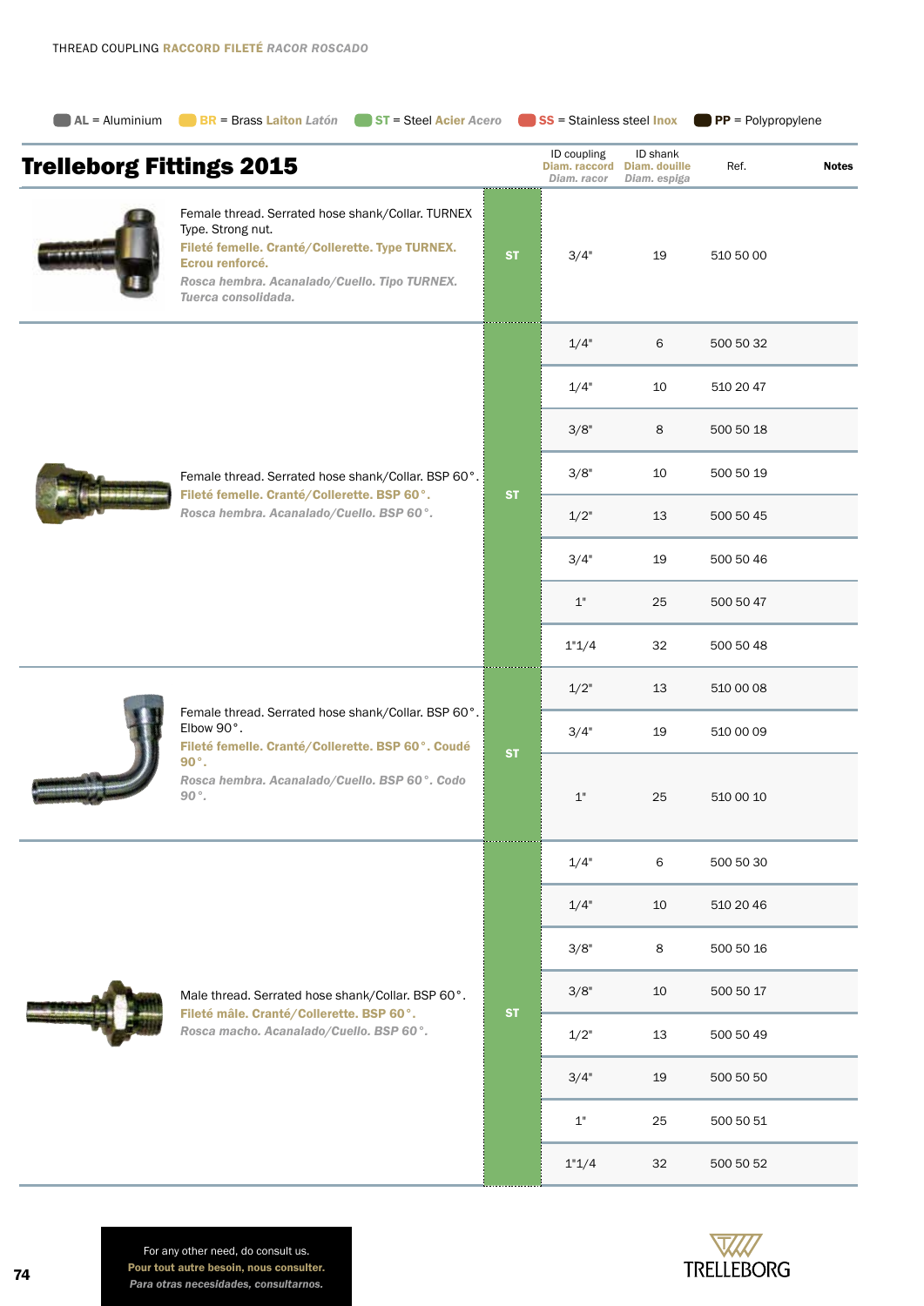THREAD COUPLING **RACCORD FILETÉ** ***RACOR ROSCADO***

**AL** = Aluminium **BR** = Brass **Laiton** ***Latón*** **ST** = Steel **Acier** ***Acero*** **SS** = Stainless steel **Inox** **PP** = Polypropylene

# Trelleborg Fittings 2015

| Description | Material | ID coupling **Diam. raccord** ***Diam. racor*** | ID shank **Diam. douille** ***Diam. espiga*** | Ref. | Notes |
|---|---|---|---|---|---|
| Female thread. Serrated hose shank/Collar. TURNEX Type. Strong nut. **Fileté femelle. Cranté/Collerette. Type TURNEX. Ecrou renforcé.** ***Rosca hembra. Acanalado/Cuello. Tipo TURNEX. Tuerca consolidada.*** | ST | 3/4" | 19 | 510 50 00 | |
| Female thread. Serrated hose shank/Collar. BSP 60°. **Fileté femelle. Cranté/Collerette. BSP 60°.** ***Rosca hembra. Acanalado/Cuello. BSP 60°.*** | ST | 1/4" | 6 | 500 50 32 | |
| | | 1/4" | 10 | 510 20 47 | |
| | | 3/8" | 8 | 500 50 18 | |
| | | 3/8" | 10 | 500 50 19 | |
| | | 1/2" | 13 | 500 50 45 | |
| | | 3/4" | 19 | 500 50 46 | |
| | | 1" | 25 | 500 50 47 | |
| | | 1"1/4 | 32 | 500 50 48 | |
| Female thread. Serrated hose shank/Collar. BSP 60°. Elbow 90°. **Fileté femelle. Cranté/Collerette. BSP 60°. Coudé 90°.** ***Rosca hembra. Acanalado/Cuello. BSP 60°. Codo 90°.*** | ST | 1/2" | 13 | 510 00 08 | |
| | | 3/4" | 19 | 510 00 09 | |
| | | 1" | 25 | 510 00 10 | |
| Male thread. Serrated hose shank/Collar. BSP 60°. **Fileté mâle. Cranté/Collerette. BSP 60°.** ***Rosca macho. Acanalado/Cuello. BSP 60°.*** | ST | 1/4" | 6 | 500 50 30 | |
| | | 1/4" | 10 | 510 20 46 | |
| | | 3/8" | 8 | 500 50 16 | |
| | | 3/8" | 10 | 500 50 17 | |
| | | 1/2" | 13 | 500 50 49 | |
| | | 3/4" | 19 | 500 50 50 | |
| | | 1" | 25 | 500 50 51 | |
| | | 1"1/4 | 32 | 500 50 52 | |

For any other need, do consult us.
**Pour tout autre besoin, nous consulter.**
***Para otras necesidades, consultarnos.***

TRELLEBORG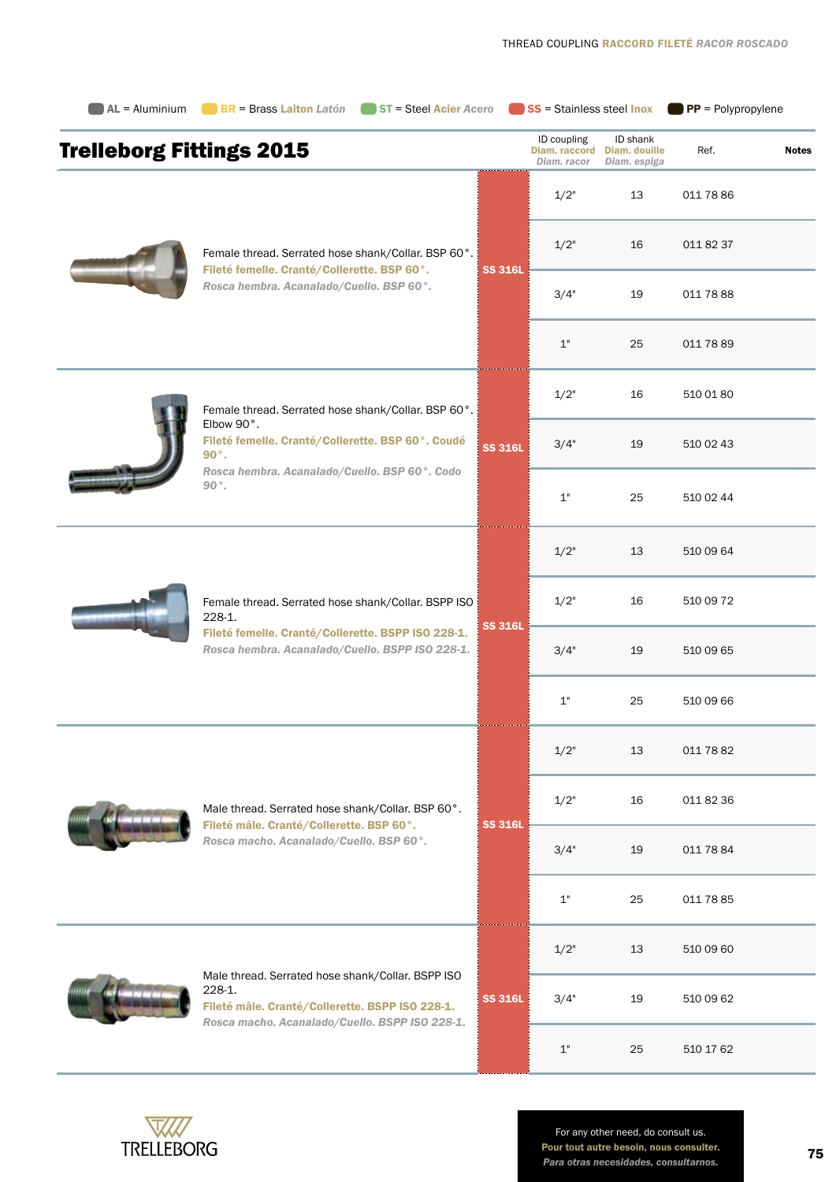THREAD COUPLING **RACCORD FILETÉ** *RACOR ROSCADO*

AL = Aluminium | **BR** = Brass **Laiton** *Latón* | **ST** = Steel **Acier** *Acero* | **SS** = Stainless steel **Inox** | **PP** = Polypropylene

# Trelleborg Fittings 2015

| Description | Material | ID coupling **Diam. raccord** *Diam. racor* | ID shank **Diam. douille** *Diam. espiga* | Ref. | Notes |
|---|---|---|---|---|---|
| Female thread. Serrated hose shank/Collar. BSP 60°. **Fileté femelle. Cranté/Collerette. BSP 60°.** *Rosca hembra. Acanalado/Cuello. BSP 60°.* | SS 316L | 1/2" | 13 | 011 78 86 | |
| | | 1/2" | 16 | 011 82 37 | |
| | | 3/4" | 19 | 011 78 88 | |
| | | 1" | 25 | 011 78 89 | |
| Female thread. Serrated hose shank/Collar. BSP 60°. Elbow 90°. **Fileté femelle. Cranté/Collerette. BSP 60°. Coudé 90°.** *Rosca hembra. Acanalado/Cuello. BSP 60°. Codo 90°.* | SS 316L | 1/2" | 16 | 510 01 80 | |
| | | 3/4" | 19 | 510 02 43 | |
| | | 1" | 25 | 510 02 44 | |
| Female thread. Serrated hose shank/Collar. BSPP ISO 228-1. **Fileté femelle. Cranté/Collerette. BSPP ISO 228-1.** *Rosca hembra. Acanalado/Cuello. BSPP ISO 228-1.* | SS 316L | 1/2" | 13 | 510 09 64 | |
| | | 1/2" | 16 | 510 09 72 | |
| | | 3/4" | 19 | 510 09 65 | |
| | | 1" | 25 | 510 09 66 | |
| Male thread. Serrated hose shank/Collar. BSP 60°. **Fileté mâle. Cranté/Collerette. BSP 60°.** *Rosca macho. Acanalado/Cuello. BSP 60°.* | SS 316L | 1/2" | 13 | 011 78 82 | |
| | | 1/2" | 16 | 011 82 36 | |
| | | 3/4" | 19 | 011 78 84 | |
| | | 1" | 25 | 011 78 85 | |
| Male thread. Serrated hose shank/Collar. BSPP ISO 228-1. **Fileté mâle. Cranté/Collerette. BSPP ISO 228-1.** *Rosca macho. Acanalado/Cuello. BSPP ISO 228-1.* | SS 316L | 1/2" | 13 | 510 09 60 | |
| | | 3/4" | 19 | 510 09 62 | |
| | | 1" | 25 | 510 17 62 | |

TRELLEBORG

For any other need, do consult us.
**Pour tout autre besoin, nous consulter.**
*Para otras necesidades, consultarnos.*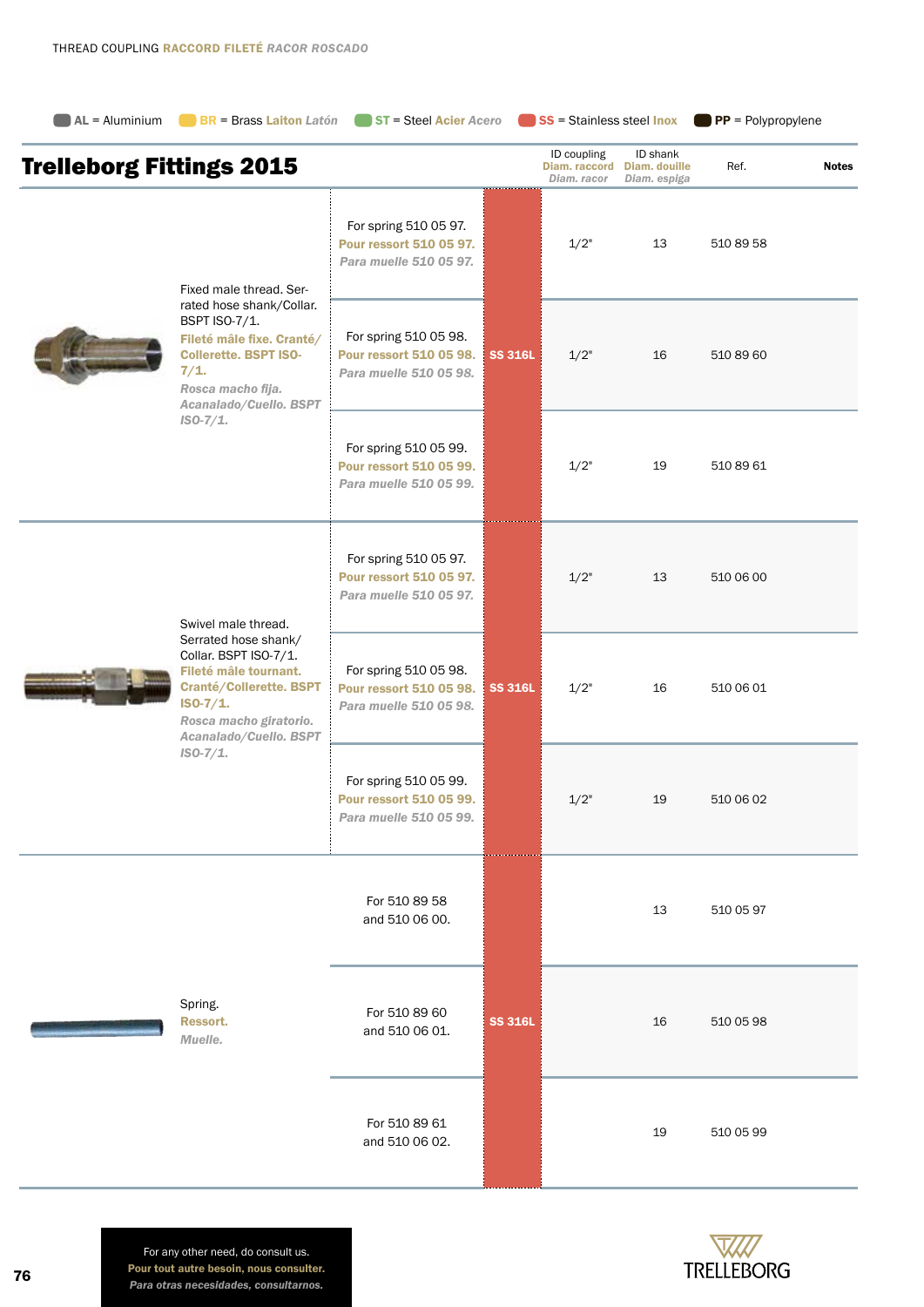THREAD COUPLING **RACCORD FILETÉ** ***RACOR ROSCADO***

**AL** = Aluminium **BR** = Brass **Laiton** ***Latón*** **ST** = Steel **Acier** ***Acero*** **SS** = Stainless steel **Inox** **PP** = Polypropylene

# Trelleborg Fittings 2015

| Description | Application | Material | ID coupling **Diam. raccord** ***Diam. racor*** | ID shank **Diam. douille** ***Diam. espiga*** | Ref. | Notes |
|---|---|---|---|---|---|---|
| Fixed male thread. Serrated hose shank/Collar. BSPT ISO-7/1. **Fileté mâle fixe. Cranté/Collerette. BSPT ISO-7/1.** ***Rosca macho fija. Acanalado/Cuello. BSPT ISO-7/1.*** | For spring 510 05 97. **Pour ressort 510 05 97.** ***Para muelle 510 05 97.*** | SS 316L | 1/2" | 13 | 510 89 58 | |
| | For spring 510 05 98. **Pour ressort 510 05 98.** ***Para muelle 510 05 98.*** | SS 316L | 1/2" | 16 | 510 89 60 | |
| | For spring 510 05 99. **Pour ressort 510 05 99.** ***Para muelle 510 05 99.*** | SS 316L | 1/2" | 19 | 510 89 61 | |
| Swivel male thread. Serrated hose shank/Collar. BSPT ISO-7/1. **Fileté mâle tournant. Cranté/Collerette. BSPT ISO-7/1.** ***Rosca macho giratorio. Acanalado/Cuello. BSPT ISO-7/1.*** | For spring 510 05 97. **Pour ressort 510 05 97.** ***Para muelle 510 05 97.*** | SS 316L | 1/2" | 13 | 510 06 00 | |
| | For spring 510 05 98. **Pour ressort 510 05 98.** ***Para muelle 510 05 98.*** | SS 316L | 1/2" | 16 | 510 06 01 | |
| | For spring 510 05 99. **Pour ressort 510 05 99.** ***Para muelle 510 05 99.*** | SS 316L | 1/2" | 19 | 510 06 02 | |
| Spring. **Ressort.** ***Muelle.*** | For 510 89 58 and 510 06 00. | SS 316L | | 13 | 510 05 97 | |
| | For 510 89 60 and 510 06 01. | SS 316L | | 16 | 510 05 98 | |
| | For 510 89 61 and 510 06 02. | SS 316L | | 19 | 510 05 99 | |

For any other need, do consult us.
**Pour tout autre besoin, nous consulter.**
***Para otras necesidades, consultarnos.***

TRELLEBORG